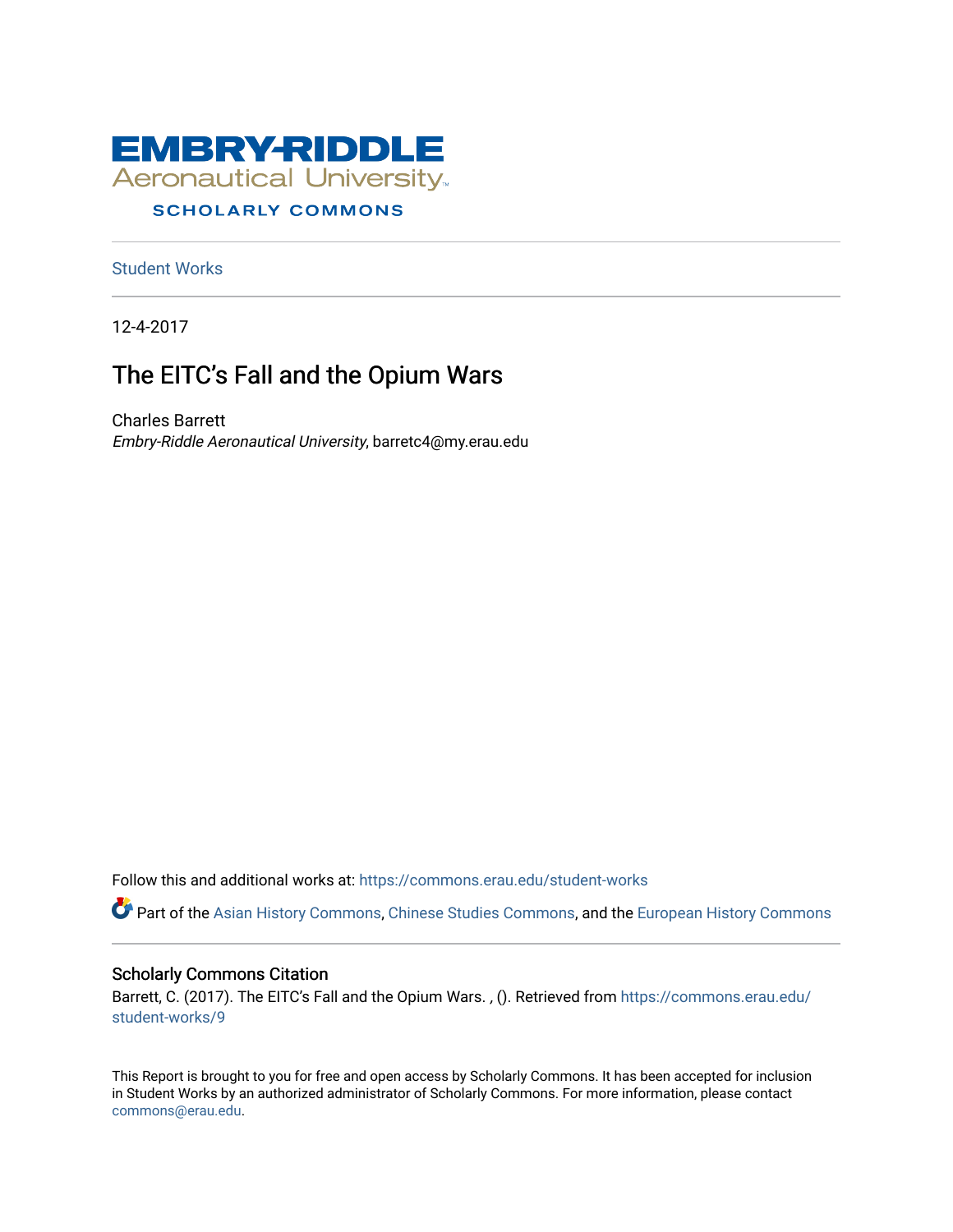EMBRY-RIDDLE
Aeronautical University
SCHOLARLY COMMONS

Student Works

12-4-2017

# The EITC's Fall and the Opium Wars

Charles Barrett
*Embry-Riddle Aeronautical University*, barretc4@my.erau.edu

Follow this and additional works at: https://commons.erau.edu/student-works

Part of the Asian History Commons, Chinese Studies Commons, and the European History Commons

## Scholarly Commons Citation

Barrett, C. (2017). The EITC's Fall and the Opium Wars. , (). Retrieved from https://commons.erau.edu/student-works/9

This Report is brought to you for free and open access by Scholarly Commons. It has been accepted for inclusion in Student Works by an authorized administrator of Scholarly Commons. For more information, please contact commons@erau.edu.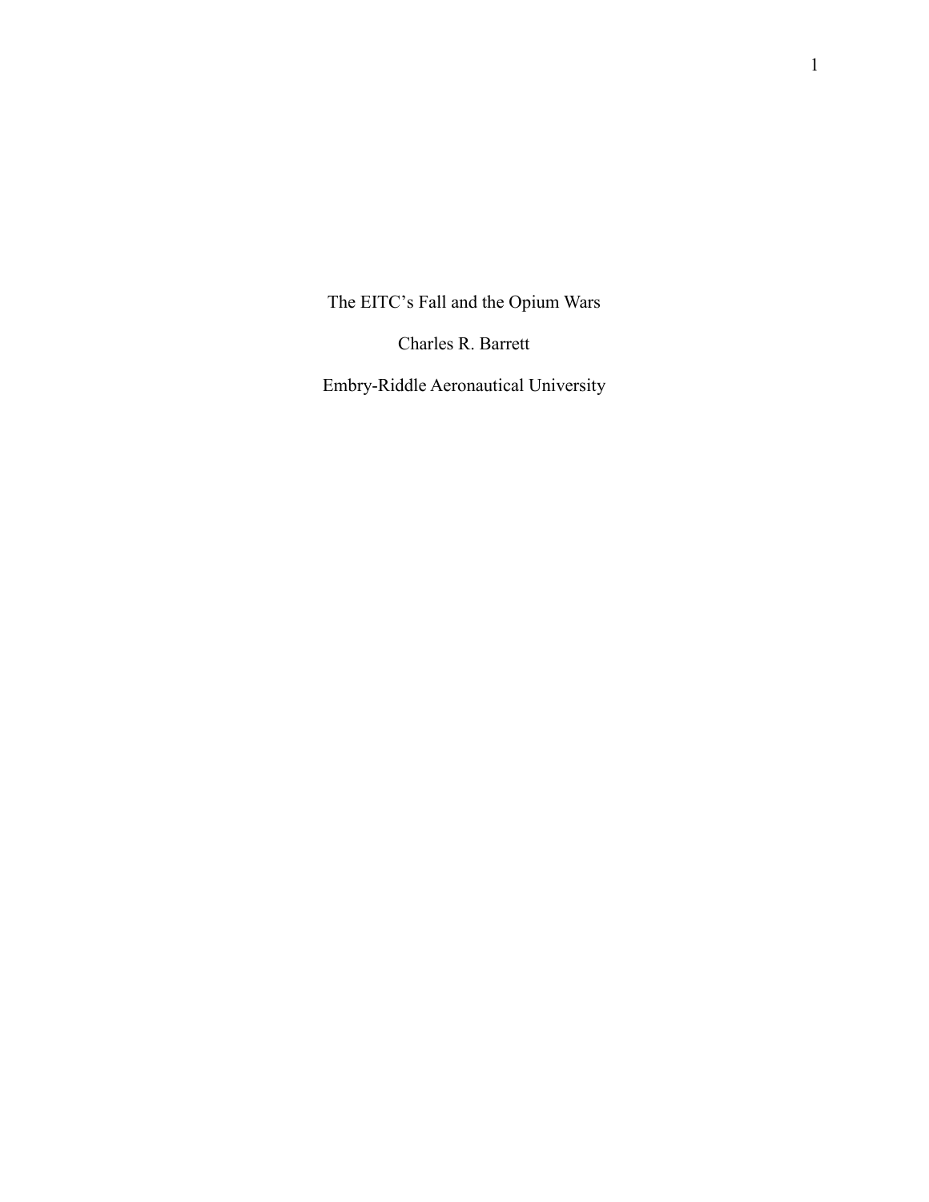# The EITC's Fall and the Opium Wars

Charles R. Barrett

Embry-Riddle Aeronautical University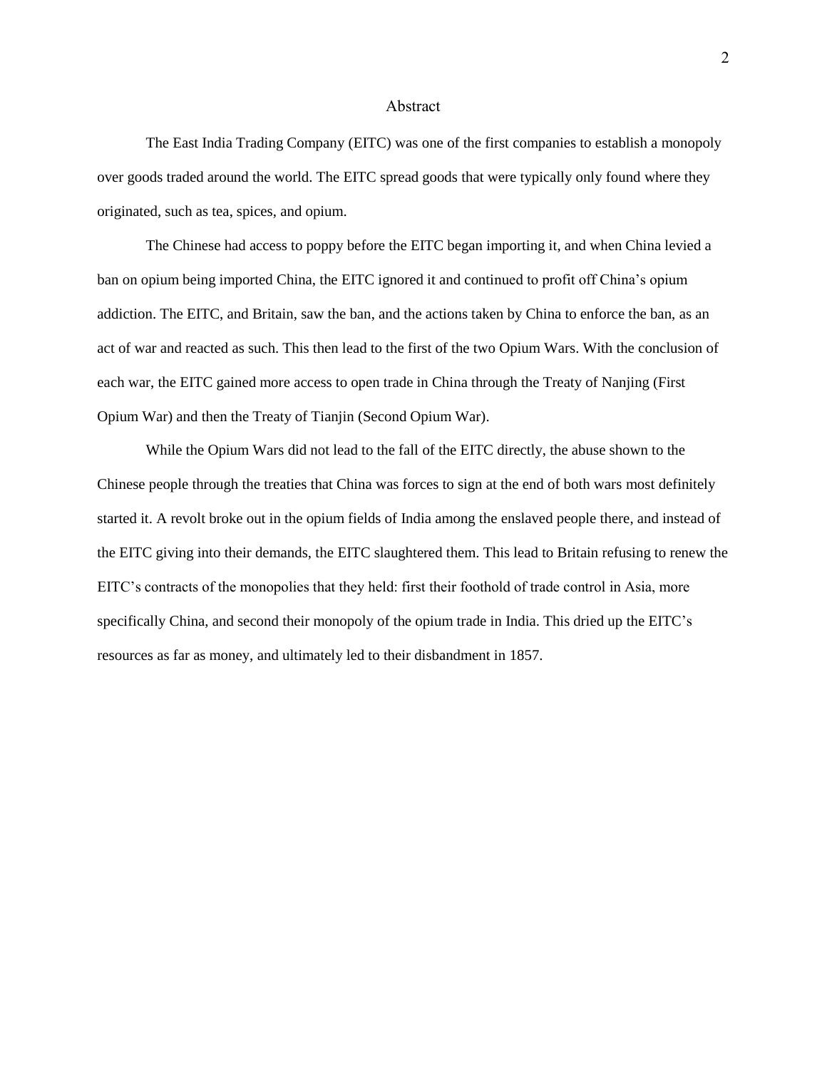# Abstract

The East India Trading Company (EITC) was one of the first companies to establish a monopoly over goods traded around the world. The EITC spread goods that were typically only found where they originated, such as tea, spices, and opium.

The Chinese had access to poppy before the EITC began importing it, and when China levied a ban on opium being imported China, the EITC ignored it and continued to profit off China's opium addiction. The EITC, and Britain, saw the ban, and the actions taken by China to enforce the ban, as an act of war and reacted as such. This then lead to the first of the two Opium Wars. With the conclusion of each war, the EITC gained more access to open trade in China through the Treaty of Nanjing (First Opium War) and then the Treaty of Tianjin (Second Opium War).

While the Opium Wars did not lead to the fall of the EITC directly, the abuse shown to the Chinese people through the treaties that China was forces to sign at the end of both wars most definitely started it. A revolt broke out in the opium fields of India among the enslaved people there, and instead of the EITC giving into their demands, the EITC slaughtered them. This lead to Britain refusing to renew the EITC's contracts of the monopolies that they held: first their foothold of trade control in Asia, more specifically China, and second their monopoly of the opium trade in India. This dried up the EITC's resources as far as money, and ultimately led to their disbandment in 1857.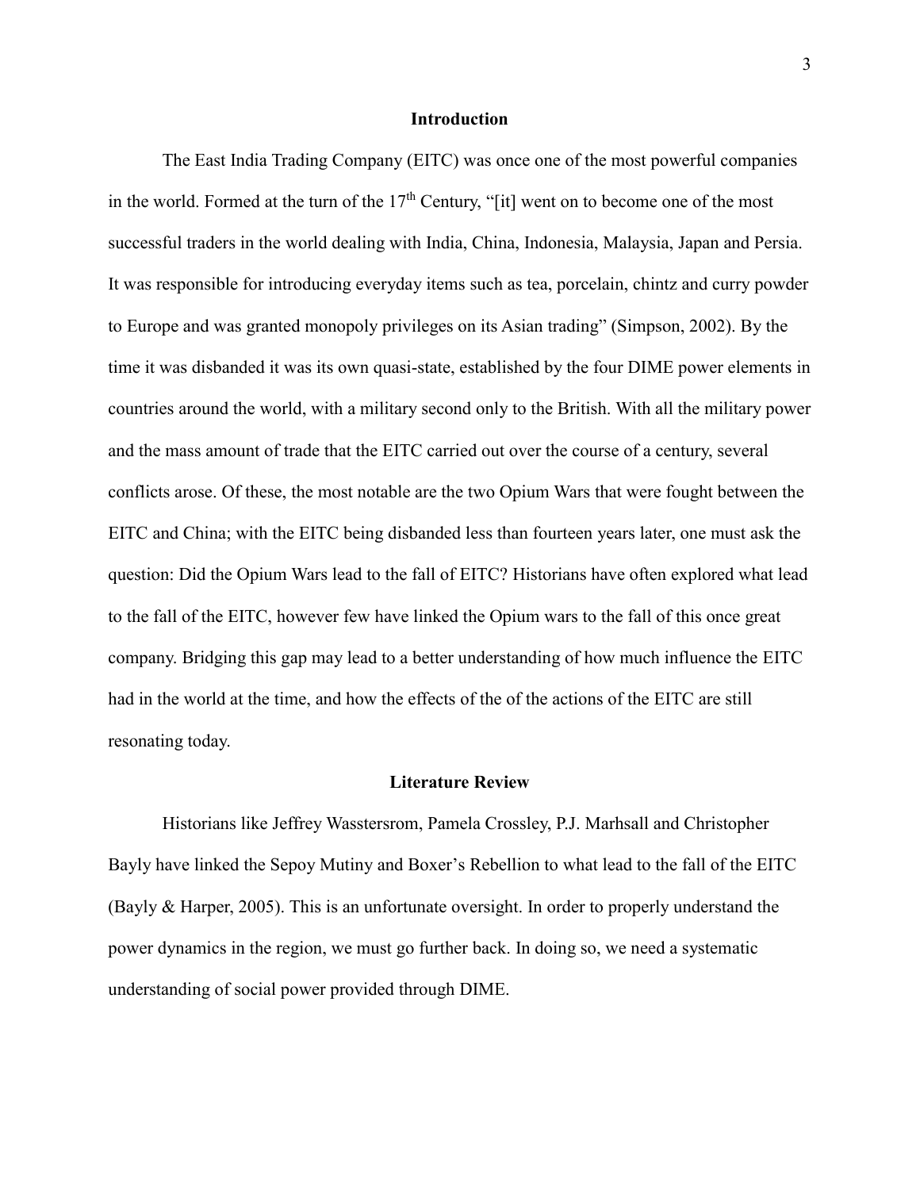## Introduction

The East India Trading Company (EITC) was once one of the most powerful companies in the world. Formed at the turn of the $17^{th}$ Century, "[it] went on to become one of the most successful traders in the world dealing with India, China, Indonesia, Malaysia, Japan and Persia. It was responsible for introducing everyday items such as tea, porcelain, chintz and curry powder to Europe and was granted monopoly privileges on its Asian trading" (Simpson, 2002). By the time it was disbanded it was its own quasi-state, established by the four DIME power elements in countries around the world, with a military second only to the British. With all the military power and the mass amount of trade that the EITC carried out over the course of a century, several conflicts arose. Of these, the most notable are the two Opium Wars that were fought between the EITC and China; with the EITC being disbanded less than fourteen years later, one must ask the question: Did the Opium Wars lead to the fall of EITC? Historians have often explored what lead to the fall of the EITC, however few have linked the Opium wars to the fall of this once great company. Bridging this gap may lead to a better understanding of how much influence the EITC had in the world at the time, and how the effects of the of the actions of the EITC are still resonating today.

## Literature Review

Historians like Jeffrey Wasstersrom, Pamela Crossley, P.J. Marhsall and Christopher Bayly have linked the Sepoy Mutiny and Boxer's Rebellion to what lead to the fall of the EITC (Bayly & Harper, 2005). This is an unfortunate oversight. In order to properly understand the power dynamics in the region, we must go further back. In doing so, we need a systematic understanding of social power provided through DIME.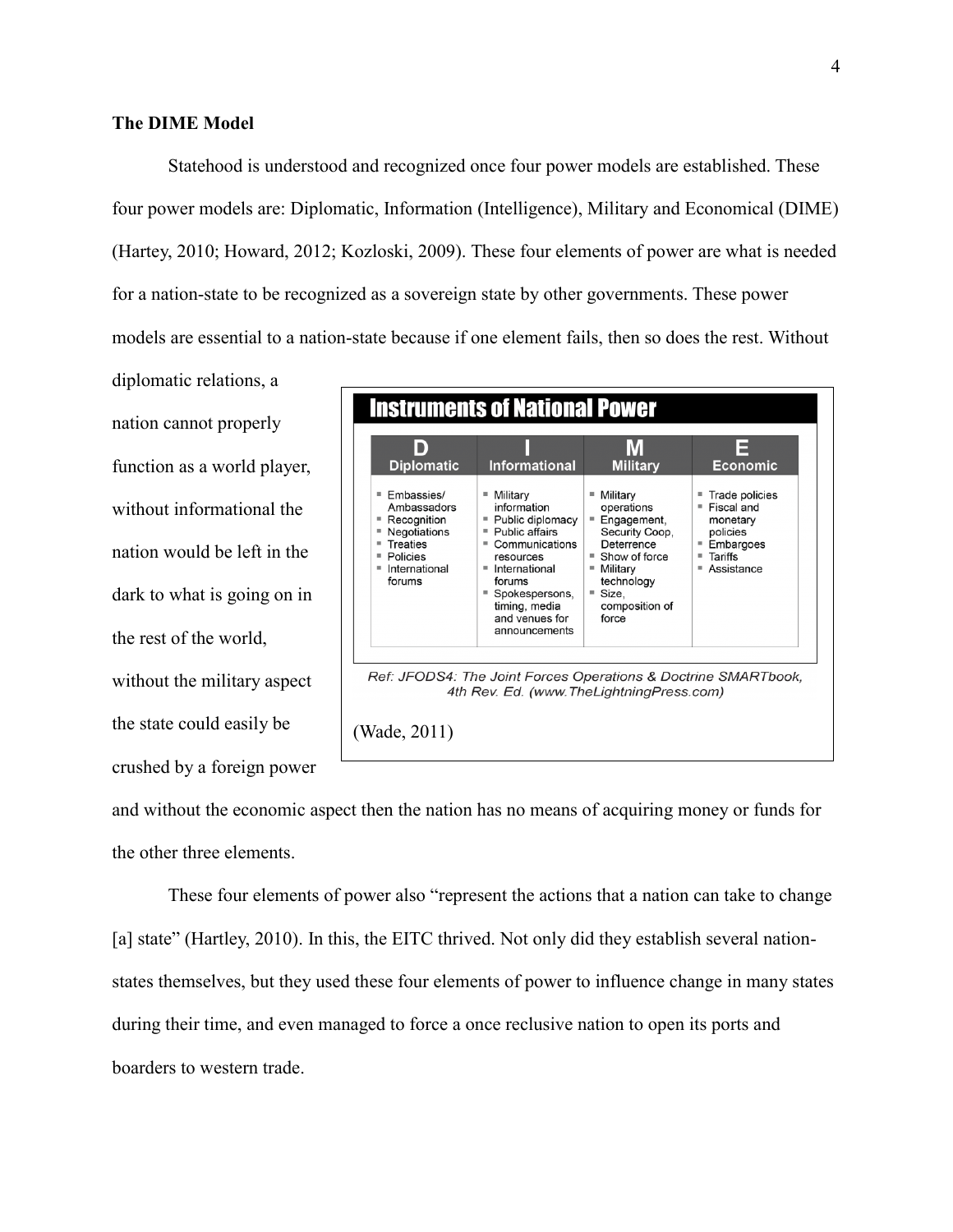**The DIME Model**

Statehood is understood and recognized once four power models are established. These four power models are: Diplomatic, Information (Intelligence), Military and Economical (DIME) (Hartey, 2010; Howard, 2012; Kozloski, 2009). These four elements of power are what is needed for a nation-state to be recognized as a sovereign state by other governments. These power models are essential to a nation-state because if one element fails, then so does the rest. Without diplomatic relations, a nation cannot properly function as a world player, without informational the nation would be left in the dark to what is going on in the rest of the world, without the military aspect the state could easily be crushed by a foreign power and without the economic aspect then the nation has no means of acquiring money or funds for the other three elements.

**Instruments of National Power**

| D Diplomatic | I Informational | M Military | E Economic |
|---|---|---|---|
| ▪ Embassies/ Ambassadors<br>▪ Recognition<br>▪ Negotiations<br>▪ Treaties<br>▪ Policies<br>▪ International forums | ▪ Military information<br>▪ Public diplomacy<br>▪ Public affairs<br>▪ Communications resources<br>▪ International forums<br>▪ Spokespersons, timing, media and venues for announcements | ▪ Military operations<br>▪ Engagement, Security Coop, Deterrence<br>▪ Show of force<br>▪ Military technology<br>▪ Size, composition of force | ▪ Trade policies<br>▪ Fiscal and monetary policies<br>▪ Embargoes<br>▪ Tariffs<br>▪ Assistance |

*Ref: JFODS4: The Joint Forces Operations & Doctrine SMARTbook, 4th Rev. Ed. (www.TheLightningPress.com)*

(Wade, 2011)

These four elements of power also "represent the actions that a nation can take to change [a] state" (Hartley, 2010). In this, the EITC thrived. Not only did they establish several nation-states themselves, but they used these four elements of power to influence change in many states during their time, and even managed to force a once reclusive nation to open its ports and boarders to western trade.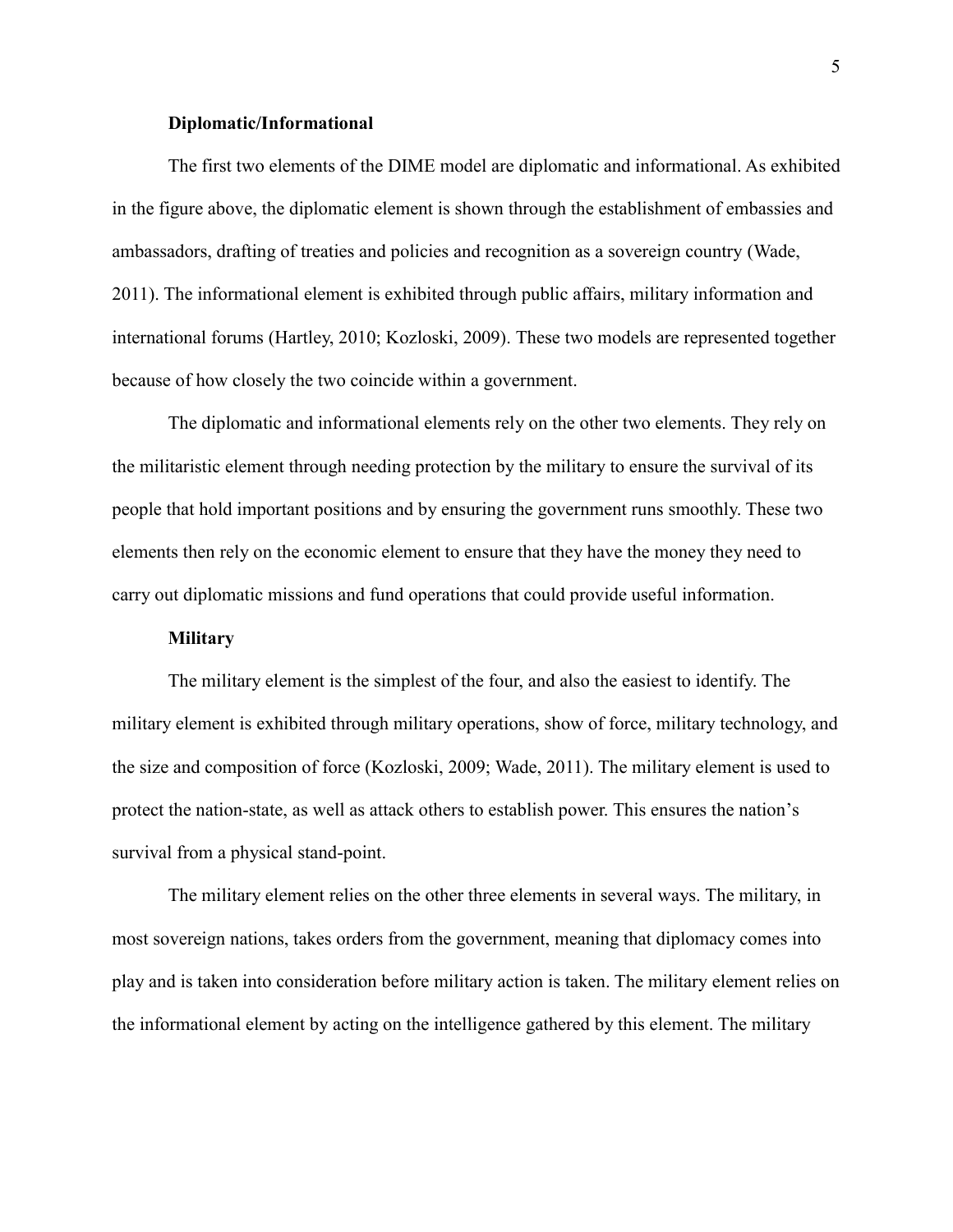### Diplomatic/Informational

The first two elements of the DIME model are diplomatic and informational. As exhibited in the figure above, the diplomatic element is shown through the establishment of embassies and ambassadors, drafting of treaties and policies and recognition as a sovereign country (Wade, 2011). The informational element is exhibited through public affairs, military information and international forums (Hartley, 2010; Kozloski, 2009). These two models are represented together because of how closely the two coincide within a government.

The diplomatic and informational elements rely on the other two elements. They rely on the militaristic element through needing protection by the military to ensure the survival of its people that hold important positions and by ensuring the government runs smoothly. These two elements then rely on the economic element to ensure that they have the money they need to carry out diplomatic missions and fund operations that could provide useful information.

### Military

The military element is the simplest of the four, and also the easiest to identify. The military element is exhibited through military operations, show of force, military technology, and the size and composition of force (Kozloski, 2009; Wade, 2011). The military element is used to protect the nation-state, as well as attack others to establish power. This ensures the nation's survival from a physical stand-point.

The military element relies on the other three elements in several ways. The military, in most sovereign nations, takes orders from the government, meaning that diplomacy comes into play and is taken into consideration before military action is taken. The military element relies on the informational element by acting on the intelligence gathered by this element. The military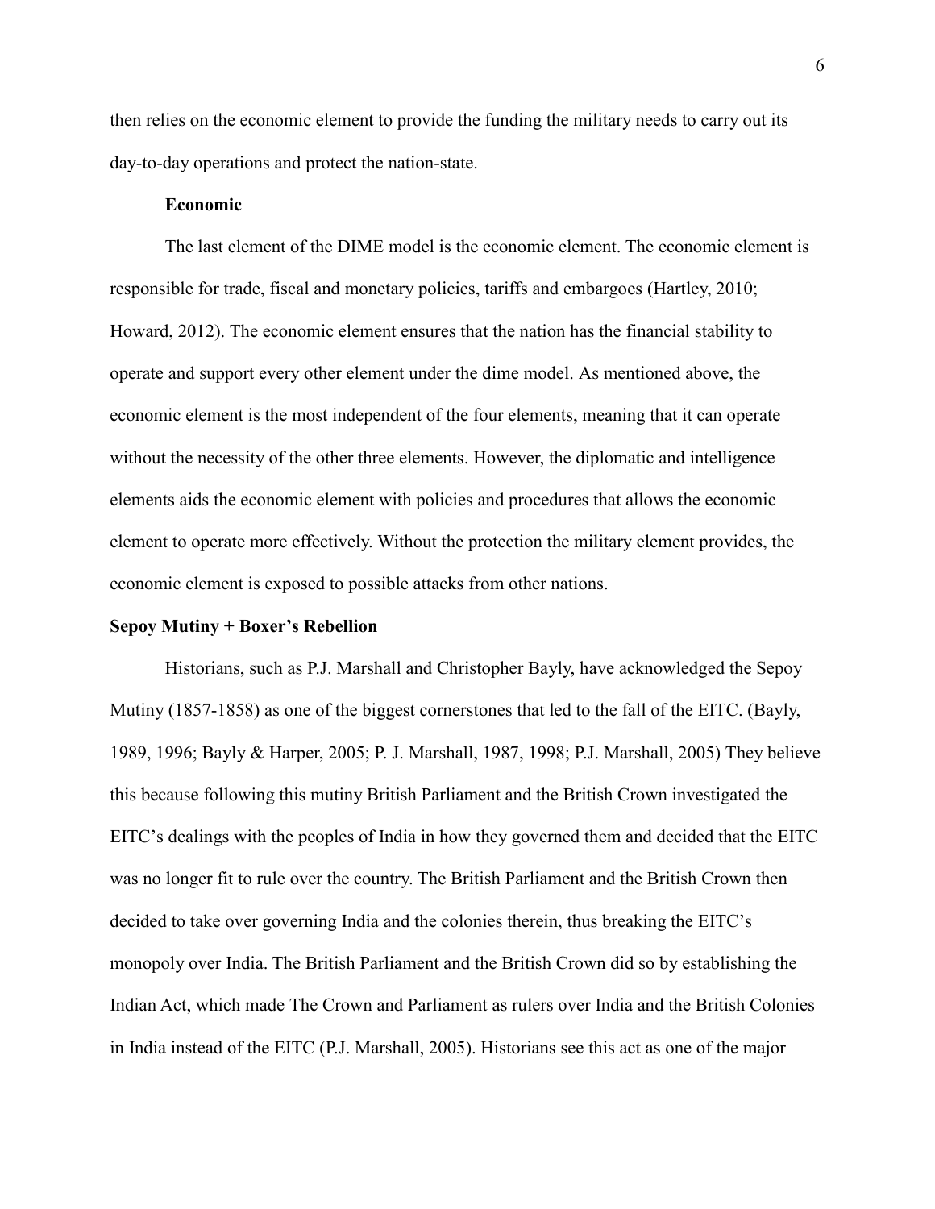then relies on the economic element to provide the funding the military needs to carry out its day-to-day operations and protect the nation-state.

### Economic

The last element of the DIME model is the economic element. The economic element is responsible for trade, fiscal and monetary policies, tariffs and embargoes (Hartley, 2010; Howard, 2012). The economic element ensures that the nation has the financial stability to operate and support every other element under the dime model. As mentioned above, the economic element is the most independent of the four elements, meaning that it can operate without the necessity of the other three elements. However, the diplomatic and intelligence elements aids the economic element with policies and procedures that allows the economic element to operate more effectively. Without the protection the military element provides, the economic element is exposed to possible attacks from other nations.

## Sepoy Mutiny + Boxer's Rebellion

Historians, such as P.J. Marshall and Christopher Bayly, have acknowledged the Sepoy Mutiny (1857-1858) as one of the biggest cornerstones that led to the fall of the EITC. (Bayly, 1989, 1996; Bayly & Harper, 2005; P. J. Marshall, 1987, 1998; P.J. Marshall, 2005) They believe this because following this mutiny British Parliament and the British Crown investigated the EITC's dealings with the peoples of India in how they governed them and decided that the EITC was no longer fit to rule over the country. The British Parliament and the British Crown then decided to take over governing India and the colonies therein, thus breaking the EITC's monopoly over India. The British Parliament and the British Crown did so by establishing the Indian Act, which made The Crown and Parliament as rulers over India and the British Colonies in India instead of the EITC (P.J. Marshall, 2005). Historians see this act as one of the major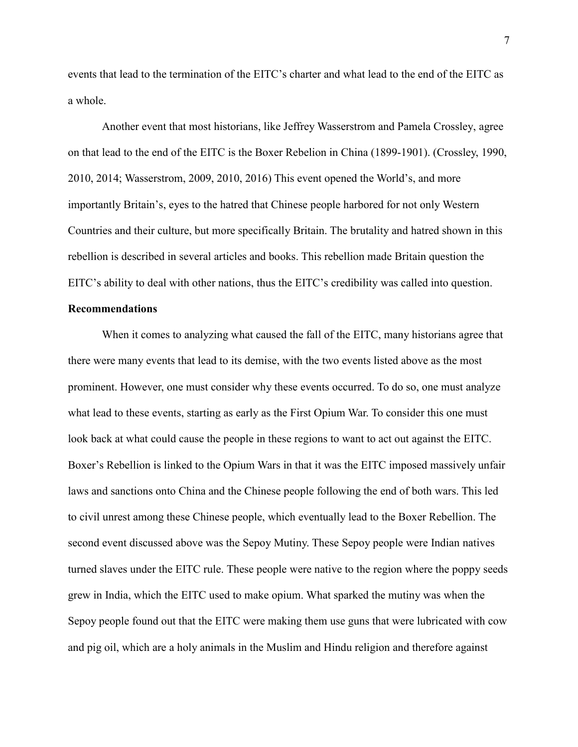events that lead to the termination of the EITC's charter and what lead to the end of the EITC as a whole.

Another event that most historians, like Jeffrey Wasserstrom and Pamela Crossley, agree on that lead to the end of the EITC is the Boxer Rebelion in China (1899-1901). (Crossley, 1990, 2010, 2014; Wasserstrom, 2009, 2010, 2016) This event opened the World's, and more importantly Britain's, eyes to the hatred that Chinese people harbored for not only Western Countries and their culture, but more specifically Britain. The brutality and hatred shown in this rebellion is described in several articles and books. This rebellion made Britain question the EITC's ability to deal with other nations, thus the EITC's credibility was called into question.

**Recommendations**

When it comes to analyzing what caused the fall of the EITC, many historians agree that there were many events that lead to its demise, with the two events listed above as the most prominent. However, one must consider why these events occurred. To do so, one must analyze what lead to these events, starting as early as the First Opium War. To consider this one must look back at what could cause the people in these regions to want to act out against the EITC. Boxer's Rebellion is linked to the Opium Wars in that it was the EITC imposed massively unfair laws and sanctions onto China and the Chinese people following the end of both wars. This led to civil unrest among these Chinese people, which eventually lead to the Boxer Rebellion. The second event discussed above was the Sepoy Mutiny. These Sepoy people were Indian natives turned slaves under the EITC rule. These people were native to the region where the poppy seeds grew in India, which the EITC used to make opium. What sparked the mutiny was when the Sepoy people found out that the EITC were making them use guns that were lubricated with cow and pig oil, which are a holy animals in the Muslim and Hindu religion and therefore against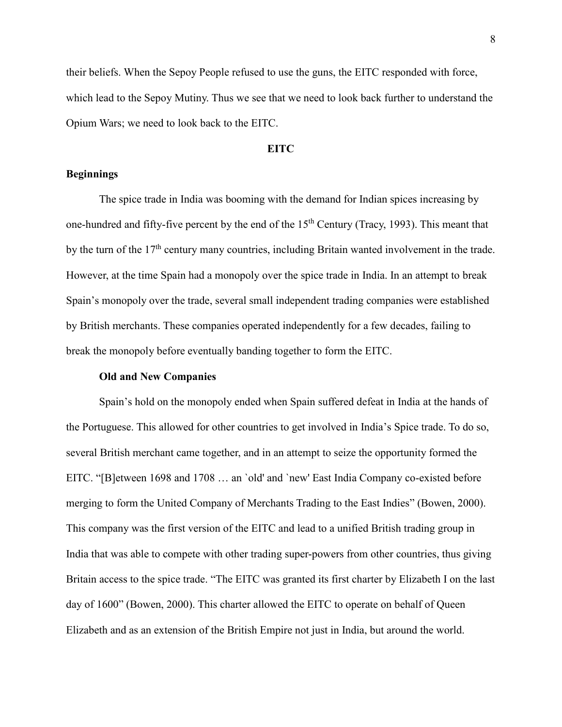their beliefs. When the Sepoy People refused to use the guns, the EITC responded with force, which lead to the Sepoy Mutiny. Thus we see that we need to look back further to understand the Opium Wars; we need to look back to the EITC.

## EITC

### Beginnings

The spice trade in India was booming with the demand for Indian spices increasing by one-hundred and fifty-five percent by the end of the 15th Century (Tracy, 1993). This meant that by the turn of the 17th century many countries, including Britain wanted involvement in the trade. However, at the time Spain had a monopoly over the spice trade in India. In an attempt to break Spain's monopoly over the trade, several small independent trading companies were established by British merchants. These companies operated independently for a few decades, failing to break the monopoly before eventually banding together to form the EITC.

#### Old and New Companies

Spain's hold on the monopoly ended when Spain suffered defeat in India at the hands of the Portuguese. This allowed for other countries to get involved in India's Spice trade. To do so, several British merchant came together, and in an attempt to seize the opportunity formed the EITC. "[B]etween 1698 and 1708 … an `old' and `new' East India Company co-existed before merging to form the United Company of Merchants Trading to the East Indies" (Bowen, 2000). This company was the first version of the EITC and lead to a unified British trading group in India that was able to compete with other trading super-powers from other countries, thus giving Britain access to the spice trade. "The EITC was granted its first charter by Elizabeth I on the last day of 1600" (Bowen, 2000). This charter allowed the EITC to operate on behalf of Queen Elizabeth and as an extension of the British Empire not just in India, but around the world.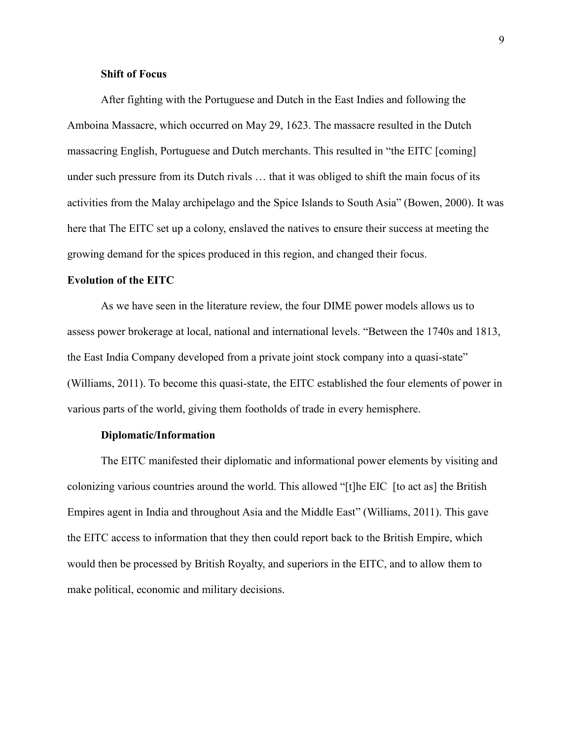### Shift of Focus

After fighting with the Portuguese and Dutch in the East Indies and following the Amboina Massacre, which occurred on May 29, 1623. The massacre resulted in the Dutch massacring English, Portuguese and Dutch merchants. This resulted in "the EITC [coming] under such pressure from its Dutch rivals … that it was obliged to shift the main focus of its activities from the Malay archipelago and the Spice Islands to South Asia" (Bowen, 2000). It was here that The EITC set up a colony, enslaved the natives to ensure their success at meeting the growing demand for the spices produced in this region, and changed their focus.

## Evolution of the EITC

As we have seen in the literature review, the four DIME power models allows us to assess power brokerage at local, national and international levels. "Between the 1740s and 1813, the East India Company developed from a private joint stock company into a quasi-state" (Williams, 2011). To become this quasi-state, the EITC established the four elements of power in various parts of the world, giving them footholds of trade in every hemisphere.

### Diplomatic/Information

The EITC manifested their diplomatic and informational power elements by visiting and colonizing various countries around the world. This allowed "[t]he EIC [to act as] the British Empires agent in India and throughout Asia and the Middle East" (Williams, 2011). This gave the EITC access to information that they then could report back to the British Empire, which would then be processed by British Royalty, and superiors in the EITC, and to allow them to make political, economic and military decisions.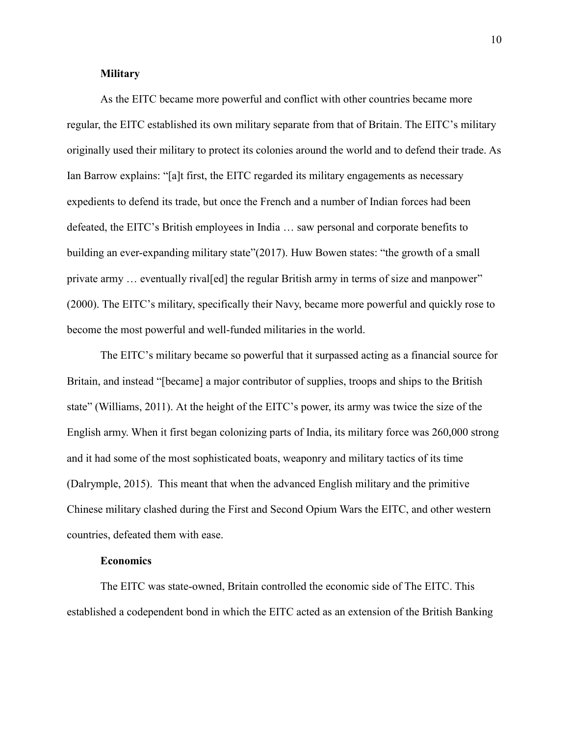**Military**

As the EITC became more powerful and conflict with other countries became more regular, the EITC established its own military separate from that of Britain. The EITC's military originally used their military to protect its colonies around the world and to defend their trade. As Ian Barrow explains: "[a]t first, the EITC regarded its military engagements as necessary expedients to defend its trade, but once the French and a number of Indian forces had been defeated, the EITC's British employees in India … saw personal and corporate benefits to building an ever-expanding military state"(2017). Huw Bowen states: "the growth of a small private army … eventually rival[ed] the regular British army in terms of size and manpower" (2000). The EITC's military, specifically their Navy, became more powerful and quickly rose to become the most powerful and well-funded militaries in the world.

The EITC's military became so powerful that it surpassed acting as a financial source for Britain, and instead "[became] a major contributor of supplies, troops and ships to the British state" (Williams, 2011). At the height of the EITC's power, its army was twice the size of the English army. When it first began colonizing parts of India, its military force was 260,000 strong and it had some of the most sophisticated boats, weaponry and military tactics of its time (Dalrymple, 2015). This meant that when the advanced English military and the primitive Chinese military clashed during the First and Second Opium Wars the EITC, and other western countries, defeated them with ease.

**Economics**

The EITC was state-owned, Britain controlled the economic side of The EITC. This established a codependent bond in which the EITC acted as an extension of the British Banking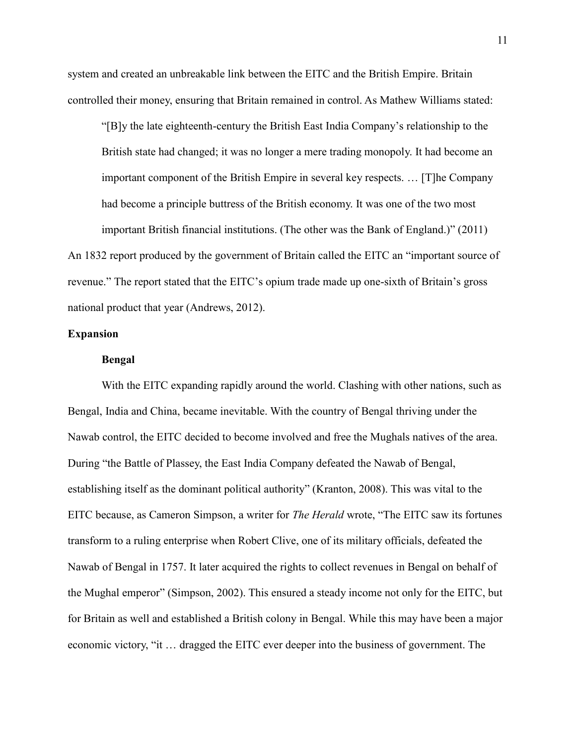system and created an unbreakable link between the EITC and the British Empire. Britain controlled their money, ensuring that Britain remained in control. As Mathew Williams stated:

> "[B]y the late eighteenth-century the British East India Company's relationship to the British state had changed; it was no longer a mere trading monopoly. It had become an important component of the British Empire in several key respects. … [T]he Company had become a principle buttress of the British economy. It was one of the two most important British financial institutions. (The other was the Bank of England.)" (2011)

An 1832 report produced by the government of Britain called the EITC an "important source of revenue." The report stated that the EITC's opium trade made up one-sixth of Britain's gross national product that year (Andrews, 2012).

## Expansion

### Bengal

With the EITC expanding rapidly around the world. Clashing with other nations, such as Bengal, India and China, became inevitable. With the country of Bengal thriving under the Nawab control, the EITC decided to become involved and free the Mughals natives of the area. During "the Battle of Plassey, the East India Company defeated the Nawab of Bengal, establishing itself as the dominant political authority" (Kranton, 2008). This was vital to the EITC because, as Cameron Simpson, a writer for *The Herald* wrote, "The EITC saw its fortunes transform to a ruling enterprise when Robert Clive, one of its military officials, defeated the Nawab of Bengal in 1757. It later acquired the rights to collect revenues in Bengal on behalf of the Mughal emperor" (Simpson, 2002). This ensured a steady income not only for the EITC, but for Britain as well and established a British colony in Bengal. While this may have been a major economic victory, "it … dragged the EITC ever deeper into the business of government. The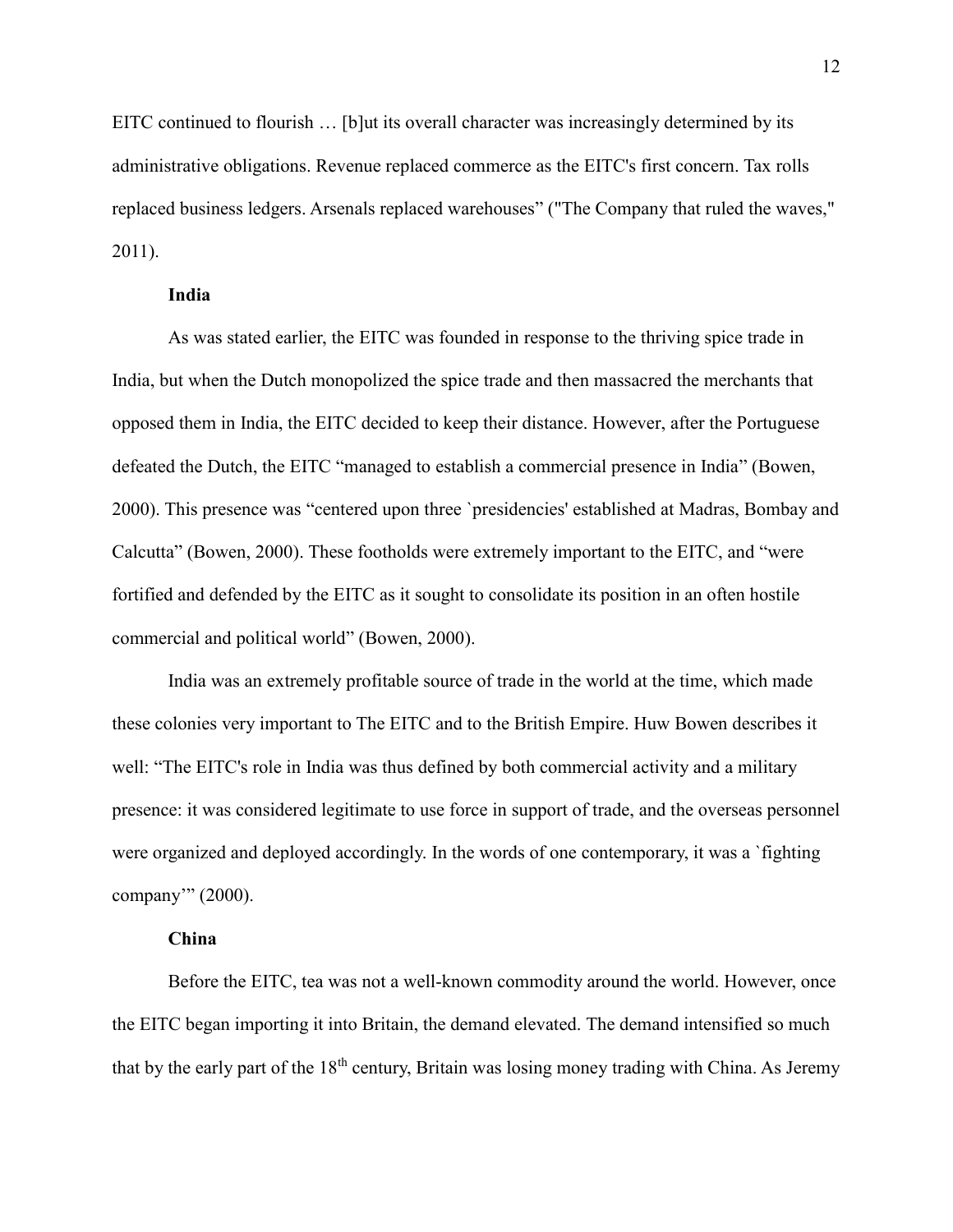EITC continued to flourish … [b]ut its overall character was increasingly determined by its administrative obligations. Revenue replaced commerce as the EITC's first concern. Tax rolls replaced business ledgers. Arsenals replaced warehouses" ("The Company that ruled the waves," 2011).

## India

As was stated earlier, the EITC was founded in response to the thriving spice trade in India, but when the Dutch monopolized the spice trade and then massacred the merchants that opposed them in India, the EITC decided to keep their distance. However, after the Portuguese defeated the Dutch, the EITC "managed to establish a commercial presence in India" (Bowen, 2000). This presence was "centered upon three `presidencies' established at Madras, Bombay and Calcutta" (Bowen, 2000). These footholds were extremely important to the EITC, and "were fortified and defended by the EITC as it sought to consolidate its position in an often hostile commercial and political world" (Bowen, 2000).

India was an extremely profitable source of trade in the world at the time, which made these colonies very important to The EITC and to the British Empire. Huw Bowen describes it well: "The EITC's role in India was thus defined by both commercial activity and a military presence: it was considered legitimate to use force in support of trade, and the overseas personnel were organized and deployed accordingly. In the words of one contemporary, it was a `fighting company'" (2000).

## China

Before the EITC, tea was not a well-known commodity around the world. However, once the EITC began importing it into Britain, the demand elevated. The demand intensified so much that by the early part of the 18th century, Britain was losing money trading with China. As Jeremy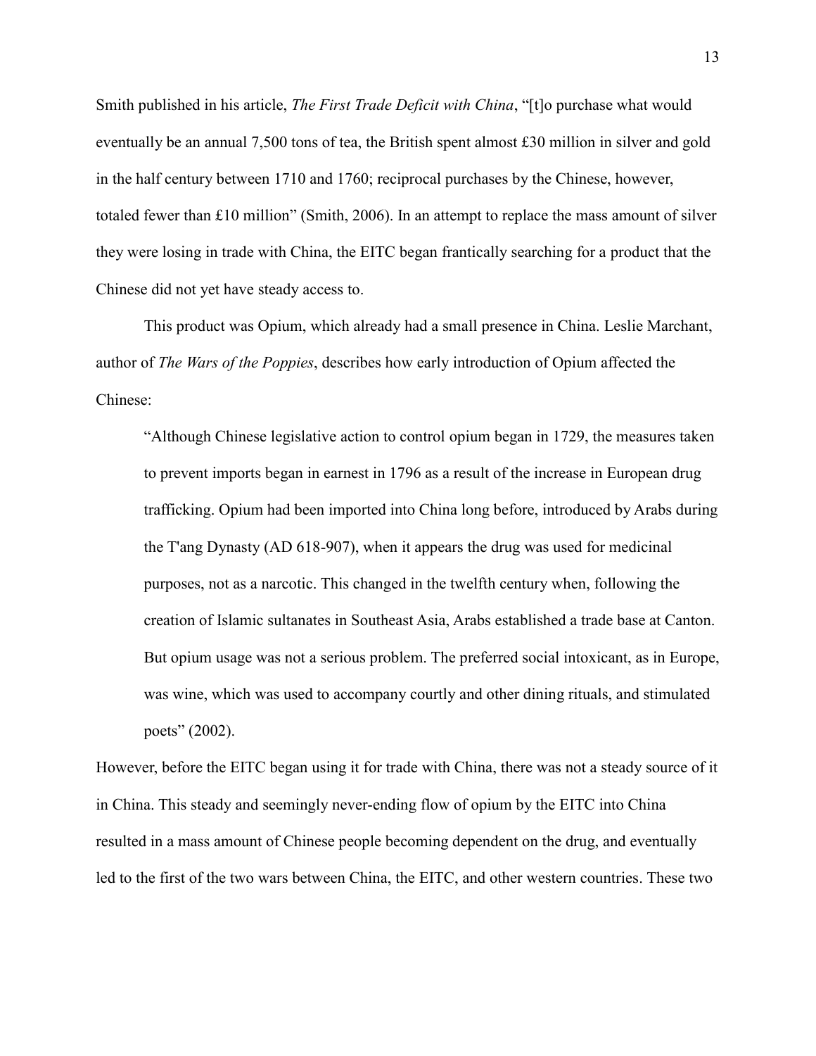Smith published in his article, *The First Trade Deficit with China*, "[t]o purchase what would eventually be an annual 7,500 tons of tea, the British spent almost £30 million in silver and gold in the half century between 1710 and 1760; reciprocal purchases by the Chinese, however, totaled fewer than £10 million" (Smith, 2006). In an attempt to replace the mass amount of silver they were losing in trade with China, the EITC began frantically searching for a product that the Chinese did not yet have steady access to.

This product was Opium, which already had a small presence in China. Leslie Marchant, author of *The Wars of the Poppies*, describes how early introduction of Opium affected the Chinese:

> "Although Chinese legislative action to control opium began in 1729, the measures taken to prevent imports began in earnest in 1796 as a result of the increase in European drug trafficking. Opium had been imported into China long before, introduced by Arabs during the T'ang Dynasty (AD 618-907), when it appears the drug was used for medicinal purposes, not as a narcotic. This changed in the twelfth century when, following the creation of Islamic sultanates in Southeast Asia, Arabs established a trade base at Canton. But opium usage was not a serious problem. The preferred social intoxicant, as in Europe, was wine, which was used to accompany courtly and other dining rituals, and stimulated poets" (2002).

However, before the EITC began using it for trade with China, there was not a steady source of it in China. This steady and seemingly never-ending flow of opium by the EITC into China resulted in a mass amount of Chinese people becoming dependent on the drug, and eventually led to the first of the two wars between China, the EITC, and other western countries. These two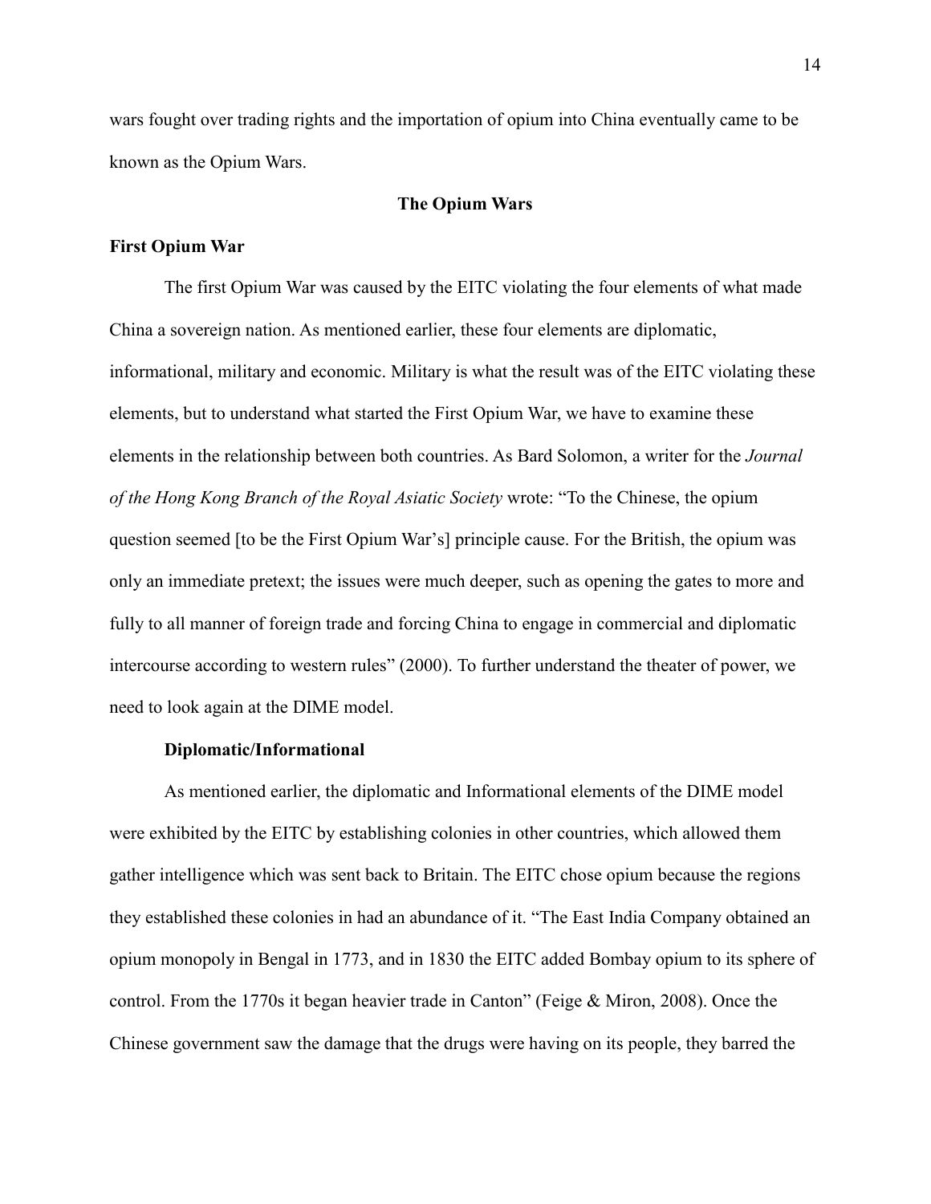wars fought over trading rights and the importation of opium into China eventually came to be known as the Opium Wars.

## The Opium Wars

### First Opium War

The first Opium War was caused by the EITC violating the four elements of what made China a sovereign nation. As mentioned earlier, these four elements are diplomatic, informational, military and economic. Military is what the result was of the EITC violating these elements, but to understand what started the First Opium War, we have to examine these elements in the relationship between both countries. As Bard Solomon, a writer for the *Journal of the Hong Kong Branch of the Royal Asiatic Society* wrote: "To the Chinese, the opium question seemed [to be the First Opium War's] principle cause. For the British, the opium was only an immediate pretext; the issues were much deeper, such as opening the gates to more and fully to all manner of foreign trade and forcing China to engage in commercial and diplomatic intercourse according to western rules" (2000). To further understand the theater of power, we need to look again at the DIME model.

#### Diplomatic/Informational

As mentioned earlier, the diplomatic and Informational elements of the DIME model were exhibited by the EITC by establishing colonies in other countries, which allowed them gather intelligence which was sent back to Britain. The EITC chose opium because the regions they established these colonies in had an abundance of it. "The East India Company obtained an opium monopoly in Bengal in 1773, and in 1830 the EITC added Bombay opium to its sphere of control. From the 1770s it began heavier trade in Canton" (Feige & Miron, 2008). Once the Chinese government saw the damage that the drugs were having on its people, they barred the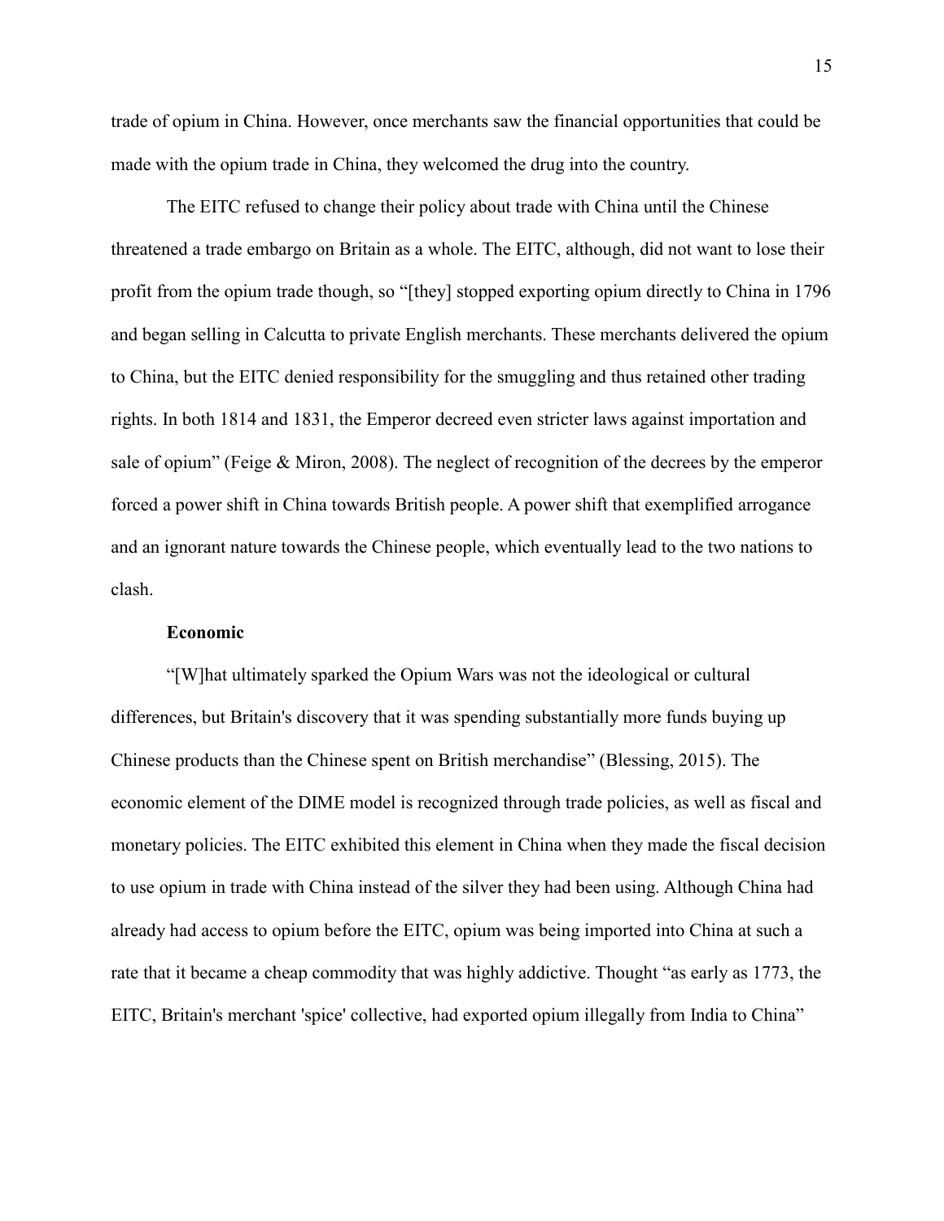trade of opium in China. However, once merchants saw the financial opportunities that could be made with the opium trade in China, they welcomed the drug into the country.

The EITC refused to change their policy about trade with China until the Chinese threatened a trade embargo on Britain as a whole. The EITC, although, did not want to lose their profit from the opium trade though, so "[they] stopped exporting opium directly to China in 1796 and began selling in Calcutta to private English merchants. These merchants delivered the opium to China, but the EITC denied responsibility for the smuggling and thus retained other trading rights. In both 1814 and 1831, the Emperor decreed even stricter laws against importation and sale of opium" (Feige & Miron, 2008). The neglect of recognition of the decrees by the emperor forced a power shift in China towards British people. A power shift that exemplified arrogance and an ignorant nature towards the Chinese people, which eventually lead to the two nations to clash.

### Economic

"[W]hat ultimately sparked the Opium Wars was not the ideological or cultural differences, but Britain's discovery that it was spending substantially more funds buying up Chinese products than the Chinese spent on British merchandise" (Blessing, 2015). The economic element of the DIME model is recognized through trade policies, as well as fiscal and monetary policies. The EITC exhibited this element in China when they made the fiscal decision to use opium in trade with China instead of the silver they had been using. Although China had already had access to opium before the EITC, opium was being imported into China at such a rate that it became a cheap commodity that was highly addictive. Thought "as early as 1773, the EITC, Britain's merchant 'spice' collective, had exported opium illegally from India to China"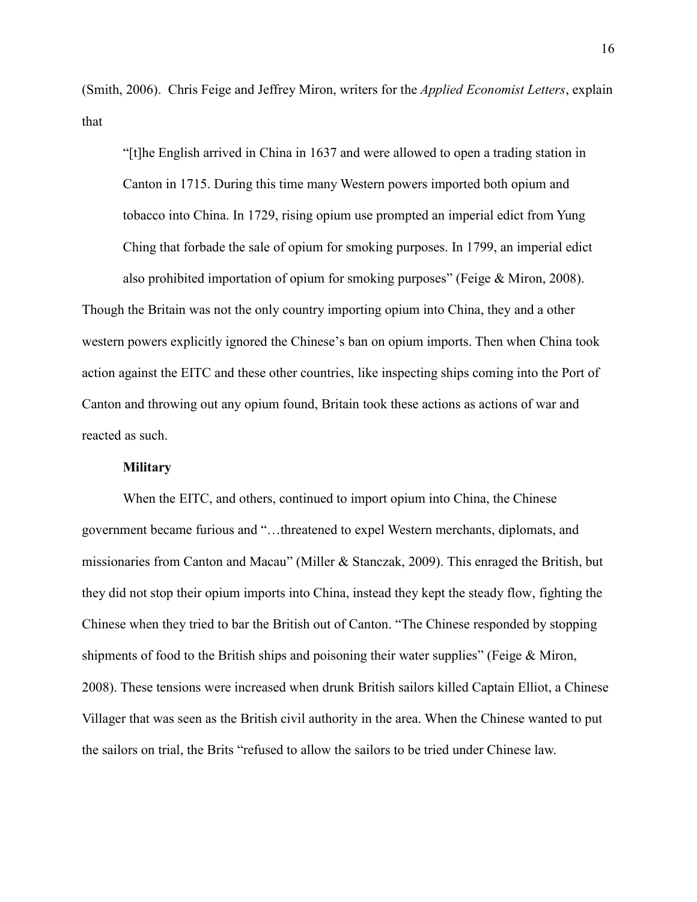(Smith, 2006). Chris Feige and Jeffrey Miron, writers for the *Applied Economist Letters*, explain that

> "[t]he English arrived in China in 1637 and were allowed to open a trading station in Canton in 1715. During this time many Western powers imported both opium and tobacco into China. In 1729, rising opium use prompted an imperial edict from Yung Ching that forbade the sale of opium for smoking purposes. In 1799, an imperial edict also prohibited importation of opium for smoking purposes" (Feige & Miron, 2008).

Though the Britain was not the only country importing opium into China, they and a other western powers explicitly ignored the Chinese's ban on opium imports. Then when China took action against the EITC and these other countries, like inspecting ships coming into the Port of Canton and throwing out any opium found, Britain took these actions as actions of war and reacted as such.

**Military**

When the EITC, and others, continued to import opium into China, the Chinese government became furious and "…threatened to expel Western merchants, diplomats, and missionaries from Canton and Macau" (Miller & Stanczak, 2009). This enraged the British, but they did not stop their opium imports into China, instead they kept the steady flow, fighting the Chinese when they tried to bar the British out of Canton. "The Chinese responded by stopping shipments of food to the British ships and poisoning their water supplies" (Feige & Miron, 2008). These tensions were increased when drunk British sailors killed Captain Elliot, a Chinese Villager that was seen as the British civil authority in the area. When the Chinese wanted to put the sailors on trial, the Brits "refused to allow the sailors to be tried under Chinese law.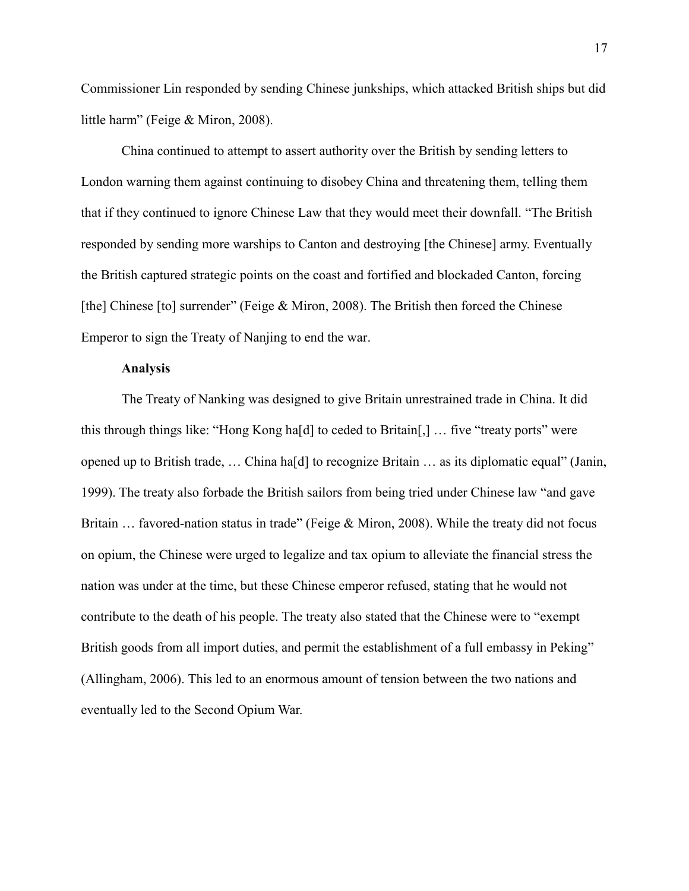Commissioner Lin responded by sending Chinese junkships, which attacked British ships but did little harm" (Feige & Miron, 2008).

China continued to attempt to assert authority over the British by sending letters to London warning them against continuing to disobey China and threatening them, telling them that if they continued to ignore Chinese Law that they would meet their downfall. "The British responded by sending more warships to Canton and destroying [the Chinese] army. Eventually the British captured strategic points on the coast and fortified and blockaded Canton, forcing [the] Chinese [to] surrender" (Feige & Miron, 2008). The British then forced the Chinese Emperor to sign the Treaty of Nanjing to end the war.

**Analysis**

The Treaty of Nanking was designed to give Britain unrestrained trade in China. It did this through things like: "Hong Kong ha[d] to ceded to Britain[,] … five "treaty ports" were opened up to British trade, … China ha[d] to recognize Britain … as its diplomatic equal" (Janin, 1999). The treaty also forbade the British sailors from being tried under Chinese law "and gave Britain … favored-nation status in trade" (Feige & Miron, 2008). While the treaty did not focus on opium, the Chinese were urged to legalize and tax opium to alleviate the financial stress the nation was under at the time, but these Chinese emperor refused, stating that he would not contribute to the death of his people. The treaty also stated that the Chinese were to "exempt British goods from all import duties, and permit the establishment of a full embassy in Peking" (Allingham, 2006). This led to an enormous amount of tension between the two nations and eventually led to the Second Opium War.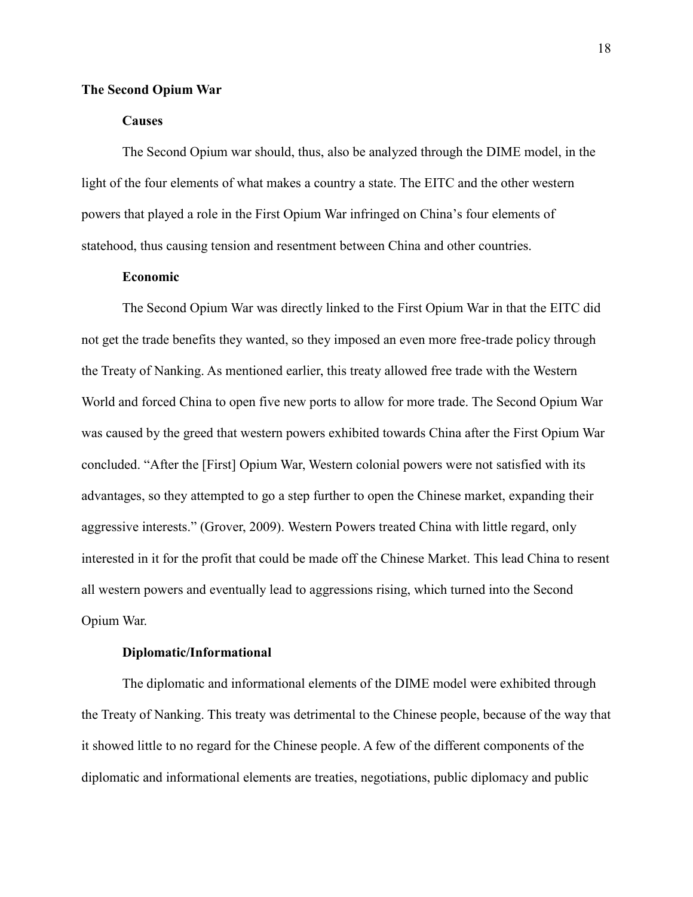## The Second Opium War

### Causes

The Second Opium war should, thus, also be analyzed through the DIME model, in the light of the four elements of what makes a country a state. The EITC and the other western powers that played a role in the First Opium War infringed on China's four elements of statehood, thus causing tension and resentment between China and other countries.

### Economic

The Second Opium War was directly linked to the First Opium War in that the EITC did not get the trade benefits they wanted, so they imposed an even more free-trade policy through the Treaty of Nanking. As mentioned earlier, this treaty allowed free trade with the Western World and forced China to open five new ports to allow for more trade. The Second Opium War was caused by the greed that western powers exhibited towards China after the First Opium War concluded. "After the [First] Opium War, Western colonial powers were not satisfied with its advantages, so they attempted to go a step further to open the Chinese market, expanding their aggressive interests." (Grover, 2009). Western Powers treated China with little regard, only interested in it for the profit that could be made off the Chinese Market. This lead China to resent all western powers and eventually lead to aggressions rising, which turned into the Second Opium War.

### Diplomatic/Informational

The diplomatic and informational elements of the DIME model were exhibited through the Treaty of Nanking. This treaty was detrimental to the Chinese people, because of the way that it showed little to no regard for the Chinese people. A few of the different components of the diplomatic and informational elements are treaties, negotiations, public diplomacy and public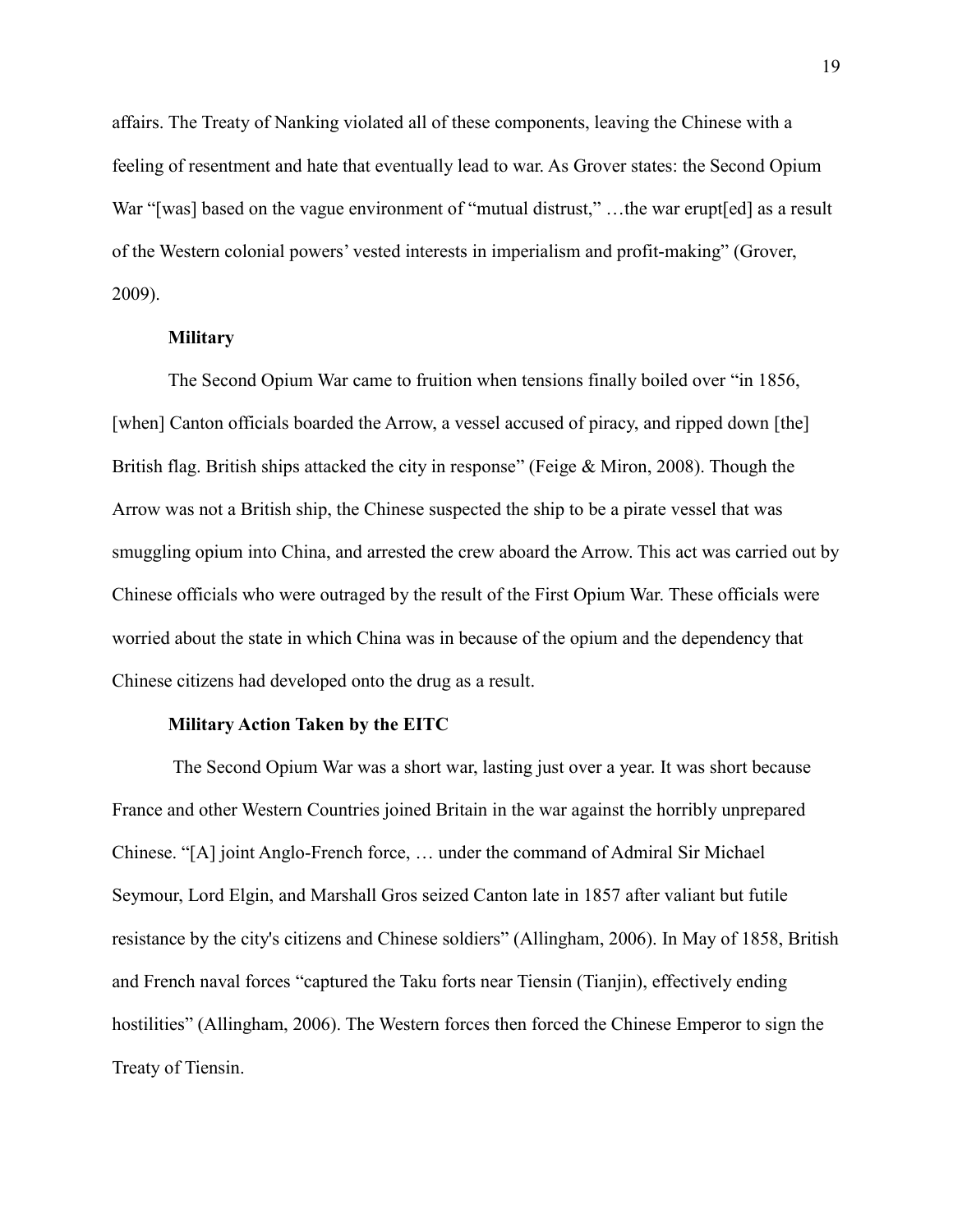affairs. The Treaty of Nanking violated all of these components, leaving the Chinese with a feeling of resentment and hate that eventually lead to war. As Grover states: the Second Opium War "[was] based on the vague environment of "mutual distrust," …the war erupt[ed] as a result of the Western colonial powers' vested interests in imperialism and profit-making" (Grover, 2009).

### Military

The Second Opium War came to fruition when tensions finally boiled over "in 1856, [when] Canton officials boarded the Arrow, a vessel accused of piracy, and ripped down [the] British flag. British ships attacked the city in response" (Feige & Miron, 2008). Though the Arrow was not a British ship, the Chinese suspected the ship to be a pirate vessel that was smuggling opium into China, and arrested the crew aboard the Arrow. This act was carried out by Chinese officials who were outraged by the result of the First Opium War. These officials were worried about the state in which China was in because of the opium and the dependency that Chinese citizens had developed onto the drug as a result.

### Military Action Taken by the EITC

The Second Opium War was a short war, lasting just over a year. It was short because France and other Western Countries joined Britain in the war against the horribly unprepared Chinese. "[A] joint Anglo-French force, … under the command of Admiral Sir Michael Seymour, Lord Elgin, and Marshall Gros seized Canton late in 1857 after valiant but futile resistance by the city's citizens and Chinese soldiers" (Allingham, 2006). In May of 1858, British and French naval forces "captured the Taku forts near Tiensin (Tianjin), effectively ending hostilities" (Allingham, 2006). The Western forces then forced the Chinese Emperor to sign the Treaty of Tiensin.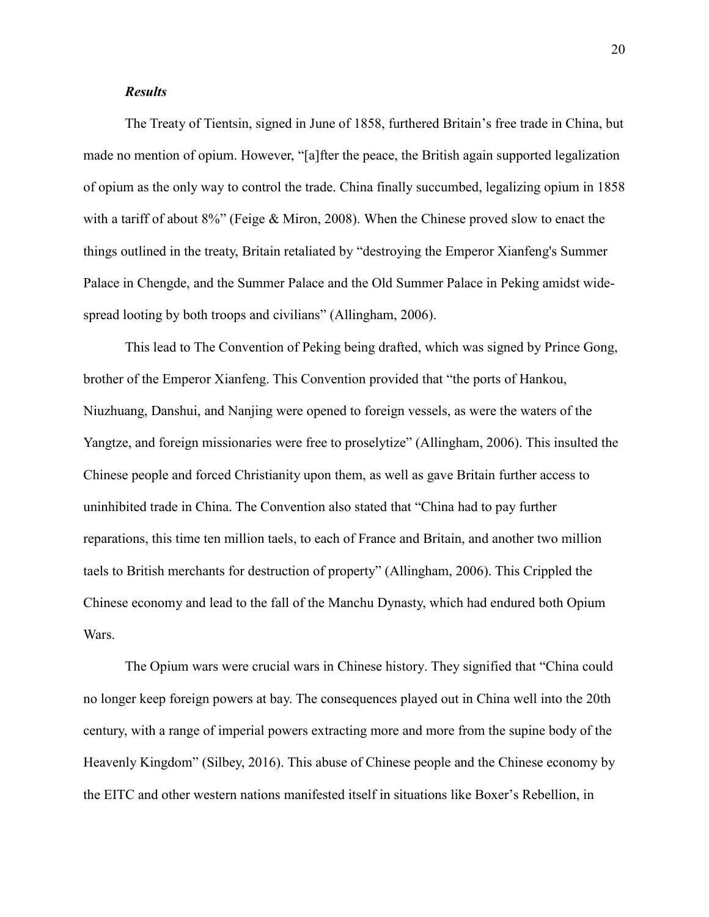### *Results*

The Treaty of Tientsin, signed in June of 1858, furthered Britain's free trade in China, but made no mention of opium. However, "[a]fter the peace, the British again supported legalization of opium as the only way to control the trade. China finally succumbed, legalizing opium in 1858 with a tariff of about 8%" (Feige & Miron, 2008). When the Chinese proved slow to enact the things outlined in the treaty, Britain retaliated by "destroying the Emperor Xianfeng's Summer Palace in Chengde, and the Summer Palace and the Old Summer Palace in Peking amidst wide-spread looting by both troops and civilians" (Allingham, 2006).

This lead to The Convention of Peking being drafted, which was signed by Prince Gong, brother of the Emperor Xianfeng. This Convention provided that "the ports of Hankou, Niuzhuang, Danshui, and Nanjing were opened to foreign vessels, as were the waters of the Yangtze, and foreign missionaries were free to proselytize" (Allingham, 2006). This insulted the Chinese people and forced Christianity upon them, as well as gave Britain further access to uninhibited trade in China. The Convention also stated that "China had to pay further reparations, this time ten million taels, to each of France and Britain, and another two million taels to British merchants for destruction of property" (Allingham, 2006). This Crippled the Chinese economy and lead to the fall of the Manchu Dynasty, which had endured both Opium Wars.

The Opium wars were crucial wars in Chinese history. They signified that "China could no longer keep foreign powers at bay. The consequences played out in China well into the 20th century, with a range of imperial powers extracting more and more from the supine body of the Heavenly Kingdom" (Silbey, 2016). This abuse of Chinese people and the Chinese economy by the EITC and other western nations manifested itself in situations like Boxer's Rebellion, in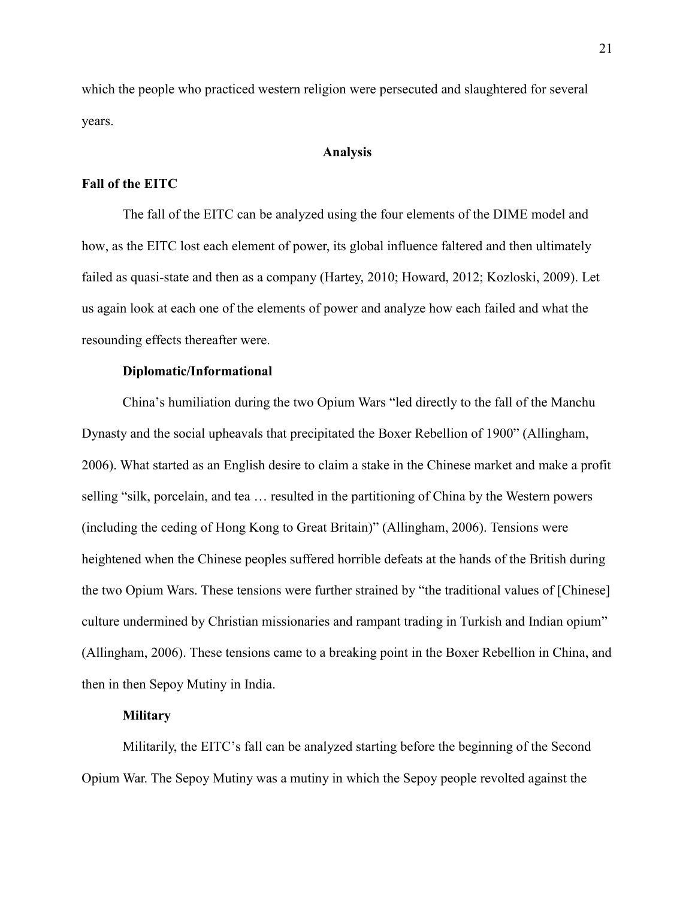which the people who practiced western religion were persecuted and slaughtered for several years.

## Analysis

### Fall of the EITC

The fall of the EITC can be analyzed using the four elements of the DIME model and how, as the EITC lost each element of power, its global influence faltered and then ultimately failed as quasi-state and then as a company (Hartey, 2010; Howard, 2012; Kozloski, 2009). Let us again look at each one of the elements of power and analyze how each failed and what the resounding effects thereafter were.

#### Diplomatic/Informational

China's humiliation during the two Opium Wars "led directly to the fall of the Manchu Dynasty and the social upheavals that precipitated the Boxer Rebellion of 1900" (Allingham, 2006). What started as an English desire to claim a stake in the Chinese market and make a profit selling "silk, porcelain, and tea … resulted in the partitioning of China by the Western powers (including the ceding of Hong Kong to Great Britain)" (Allingham, 2006). Tensions were heightened when the Chinese peoples suffered horrible defeats at the hands of the British during the two Opium Wars. These tensions were further strained by "the traditional values of [Chinese] culture undermined by Christian missionaries and rampant trading in Turkish and Indian opium" (Allingham, 2006). These tensions came to a breaking point in the Boxer Rebellion in China, and then in then Sepoy Mutiny in India.

#### Military

Militarily, the EITC's fall can be analyzed starting before the beginning of the Second Opium War. The Sepoy Mutiny was a mutiny in which the Sepoy people revolted against the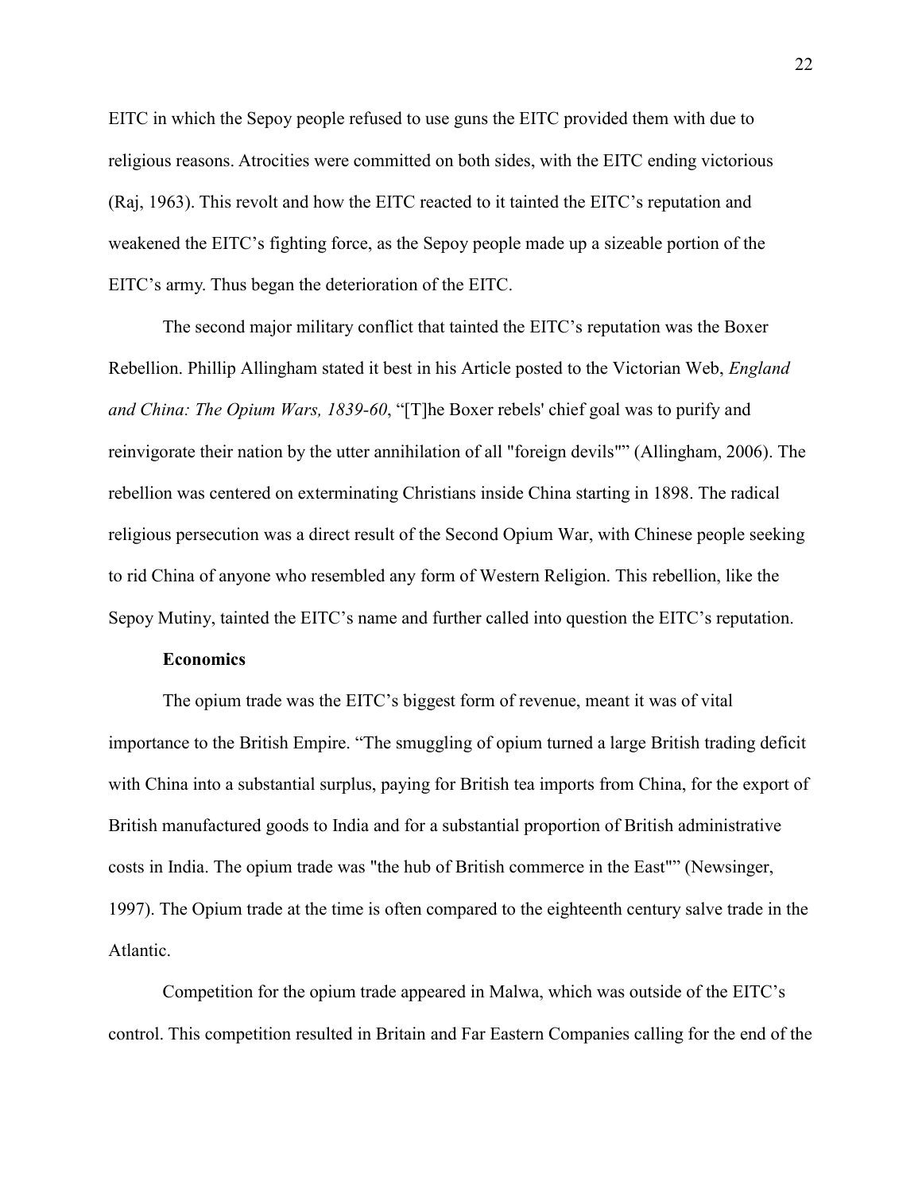EITC in which the Sepoy people refused to use guns the EITC provided them with due to religious reasons. Atrocities were committed on both sides, with the EITC ending victorious (Raj, 1963). This revolt and how the EITC reacted to it tainted the EITC's reputation and weakened the EITC's fighting force, as the Sepoy people made up a sizeable portion of the EITC's army. Thus began the deterioration of the EITC.

The second major military conflict that tainted the EITC's reputation was the Boxer Rebellion. Phillip Allingham stated it best in his Article posted to the Victorian Web, *England and China: The Opium Wars, 1839-60*, "[T]he Boxer rebels' chief goal was to purify and reinvigorate their nation by the utter annihilation of all "foreign devils"" (Allingham, 2006). The rebellion was centered on exterminating Christians inside China starting in 1898. The radical religious persecution was a direct result of the Second Opium War, with Chinese people seeking to rid China of anyone who resembled any form of Western Religion. This rebellion, like the Sepoy Mutiny, tainted the EITC's name and further called into question the EITC's reputation.

**Economics**

The opium trade was the EITC's biggest form of revenue, meant it was of vital importance to the British Empire. "The smuggling of opium turned a large British trading deficit with China into a substantial surplus, paying for British tea imports from China, for the export of British manufactured goods to India and for a substantial proportion of British administrative costs in India. The opium trade was "the hub of British commerce in the East"" (Newsinger, 1997). The Opium trade at the time is often compared to the eighteenth century salve trade in the Atlantic.

Competition for the opium trade appeared in Malwa, which was outside of the EITC's control. This competition resulted in Britain and Far Eastern Companies calling for the end of the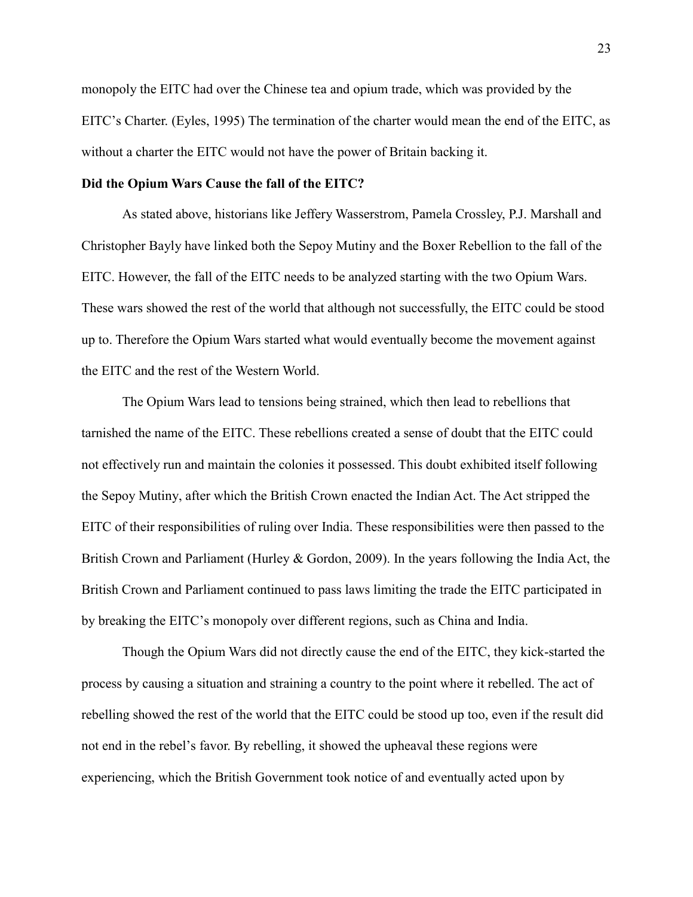monopoly the EITC had over the Chinese tea and opium trade, which was provided by the EITC's Charter. (Eyles, 1995) The termination of the charter would mean the end of the EITC, as without a charter the EITC would not have the power of Britain backing it.

**Did the Opium Wars Cause the fall of the EITC?**

As stated above, historians like Jeffery Wasserstrom, Pamela Crossley, P.J. Marshall and Christopher Bayly have linked both the Sepoy Mutiny and the Boxer Rebellion to the fall of the EITC. However, the fall of the EITC needs to be analyzed starting with the two Opium Wars. These wars showed the rest of the world that although not successfully, the EITC could be stood up to. Therefore the Opium Wars started what would eventually become the movement against the EITC and the rest of the Western World.

The Opium Wars lead to tensions being strained, which then lead to rebellions that tarnished the name of the EITC. These rebellions created a sense of doubt that the EITC could not effectively run and maintain the colonies it possessed. This doubt exhibited itself following the Sepoy Mutiny, after which the British Crown enacted the Indian Act. The Act stripped the EITC of their responsibilities of ruling over India. These responsibilities were then passed to the British Crown and Parliament (Hurley & Gordon, 2009). In the years following the India Act, the British Crown and Parliament continued to pass laws limiting the trade the EITC participated in by breaking the EITC's monopoly over different regions, such as China and India.

Though the Opium Wars did not directly cause the end of the EITC, they kick-started the process by causing a situation and straining a country to the point where it rebelled. The act of rebelling showed the rest of the world that the EITC could be stood up too, even if the result did not end in the rebel's favor. By rebelling, it showed the upheaval these regions were experiencing, which the British Government took notice of and eventually acted upon by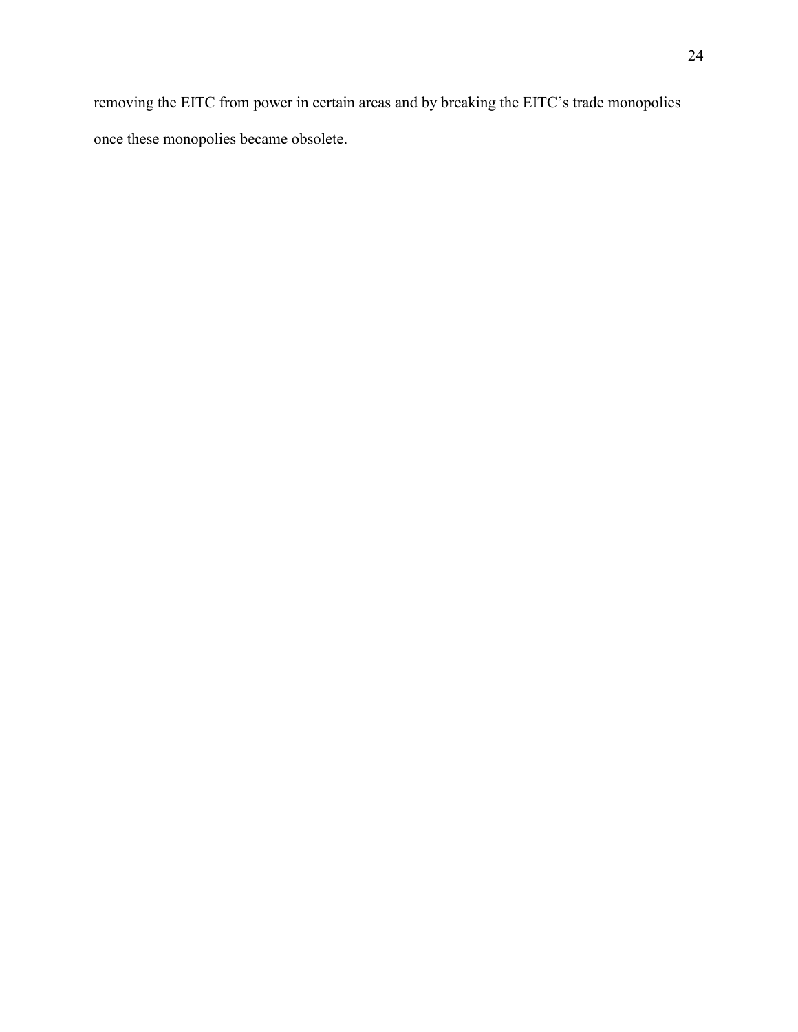removing the EITC from power in certain areas and by breaking the EITC’s trade monopolies once these monopolies became obsolete.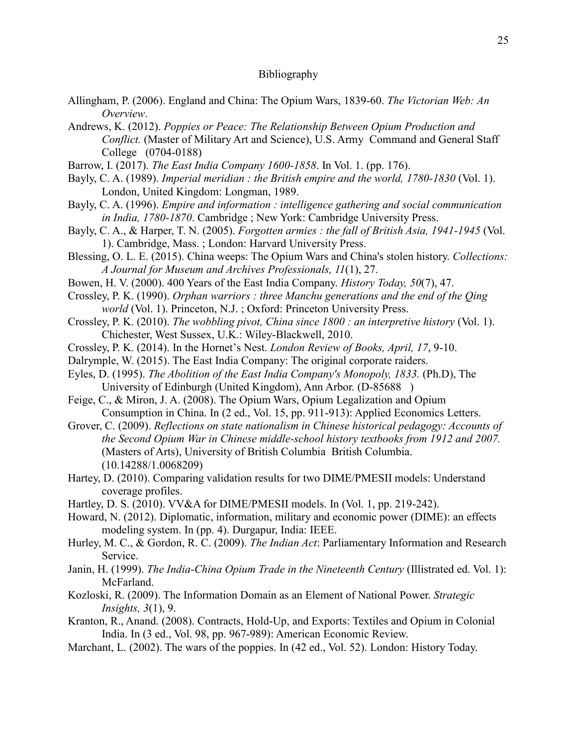# Bibliography

Allingham, P. (2006). England and China: The Opium Wars, 1839-60. *The Victorian Web: An Overview*.

Andrews, K. (2012). *Poppies or Peace: The Relationship Between Opium Production and Conflict.* (Master of Military Art and Science), U.S. Army Command and General Staff College (0704-0188)

Barrow, I. (2017). *The East India Company 1600-1858*. In Vol. 1. (pp. 176).

Bayly, C. A. (1989). *Imperial meridian : the British empire and the world, 1780-1830* (Vol. 1). London, United Kingdom: Longman, 1989.

Bayly, C. A. (1996). *Empire and information : intelligence gathering and social communication in India, 1780-1870*. Cambridge ; New York: Cambridge University Press.

Bayly, C. A., & Harper, T. N. (2005). *Forgotten armies : the fall of British Asia, 1941-1945* (Vol. 1). Cambridge, Mass. ; London: Harvard University Press.

Blessing, O. L. E. (2015). China weeps: The Opium Wars and China's stolen history. *Collections: A Journal for Museum and Archives Professionals, 11*(1), 27.

Bowen, H. V. (2000). 400 Years of the East India Company. *History Today, 50*(7), 47.

Crossley, P. K. (1990). *Orphan warriors : three Manchu generations and the end of the Qing world* (Vol. 1). Princeton, N.J. ; Oxford: Princeton University Press.

Crossley, P. K. (2010). *The wobbling pivot, China since 1800 : an interpretive history* (Vol. 1). Chichester, West Sussex, U.K.: Wiley-Blackwell, 2010.

Crossley, P. K. (2014). In the Hornet's Nest. *London Review of Books, April, 17*, 9-10.

Dalrymple, W. (2015). The East India Company: The original corporate raiders.

Eyles, D. (1995). *The Abolition of the East India Company's Monopoly, 1833.* (Ph.D), The University of Edinburgh (United Kingdom), Ann Arbor. (D-85688 )

Feige, C., & Miron, J. A. (2008). The Opium Wars, Opium Legalization and Opium Consumption in China. In (2 ed., Vol. 15, pp. 911-913): Applied Economics Letters.

Grover, C. (2009). *Reflections on state nationalism in Chinese historical pedagogy: Accounts of the Second Opium War in Chinese middle-school history textbooks from 1912 and 2007.* (Masters of Arts), University of British Columbia British Columbia. (10.14288/1.0068209)

Hartey, D. (2010). Comparing validation results for two DIME/PMESII models: Understand coverage profiles.

Hartley, D. S. (2010). VV&A for DIME/PMESII models. In (Vol. 1, pp. 219-242).

Howard, N. (2012). Diplomatic, information, military and economic power (DIME): an effects modeling system. In (pp. 4). Durgapur, India: IEEE.

Hurley, M. C., & Gordon, R. C. (2009). *The Indian Act*: Parliamentary Information and Research Service.

Janin, H. (1999). *The India-China Opium Trade in the Nineteenth Century* (Illistrated ed. Vol. 1): McFarland.

Kozloski, R. (2009). The Information Domain as an Element of National Power. *Strategic Insights, 3*(1), 9.

Kranton, R., Anand. (2008). Contracts, Hold-Up, and Exports: Textiles and Opium in Colonial India. In (3 ed., Vol. 98, pp. 967-989): American Economic Review.

Marchant, L. (2002). The wars of the poppies. In (42 ed., Vol. 52). London: History Today.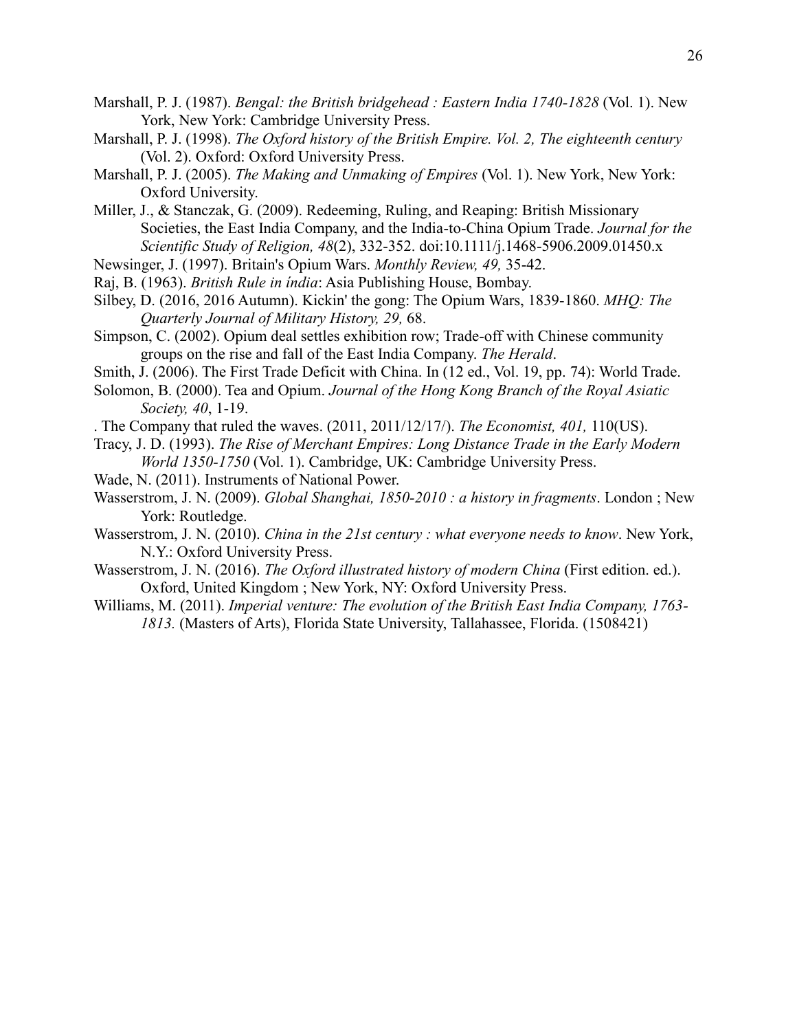Marshall, P. J. (1987). *Bengal: the British bridgehead : Eastern India 1740-1828* (Vol. 1). New York, New York: Cambridge University Press.

Marshall, P. J. (1998). *The Oxford history of the British Empire. Vol. 2, The eighteenth century* (Vol. 2). Oxford: Oxford University Press.

Marshall, P. J. (2005). *The Making and Unmaking of Empires* (Vol. 1). New York, New York: Oxford University.

Miller, J., & Stanczak, G. (2009). Redeeming, Ruling, and Reaping: British Missionary Societies, the East India Company, and the India-to-China Opium Trade. *Journal for the Scientific Study of Religion, 48*(2), 332-352. doi:10.1111/j.1468-5906.2009.01450.x

Newsinger, J. (1997). Britain's Opium Wars. *Monthly Review, 49,* 35-42.

Raj, B. (1963). *British Rule in índia*: Asia Publishing House, Bombay.

Silbey, D. (2016, 2016 Autumn). Kickin' the gong: The Opium Wars, 1839-1860. *MHQ: The Quarterly Journal of Military History, 29,* 68.

Simpson, C. (2002). Opium deal settles exhibition row; Trade-off with Chinese community groups on the rise and fall of the East India Company. *The Herald*.

Smith, J. (2006). The First Trade Deficit with China. In (12 ed., Vol. 19, pp. 74): World Trade.

Solomon, B. (2000). Tea and Opium. *Journal of the Hong Kong Branch of the Royal Asiatic Society, 40*, 1-19.

. The Company that ruled the waves. (2011, 2011/12/17/). *The Economist, 401,* 110(US).

Tracy, J. D. (1993). *The Rise of Merchant Empires: Long Distance Trade in the Early Modern World 1350-1750* (Vol. 1). Cambridge, UK: Cambridge University Press.

Wade, N. (2011). Instruments of National Power.

Wasserstrom, J. N. (2009). *Global Shanghai, 1850-2010 : a history in fragments*. London ; New York: Routledge.

Wasserstrom, J. N. (2010). *China in the 21st century : what everyone needs to know*. New York, N.Y.: Oxford University Press.

Wasserstrom, J. N. (2016). *The Oxford illustrated history of modern China* (First edition. ed.). Oxford, United Kingdom ; New York, NY: Oxford University Press.

Williams, M. (2011). *Imperial venture: The evolution of the British East India Company, 1763-1813.* (Masters of Arts), Florida State University, Tallahassee, Florida. (1508421)